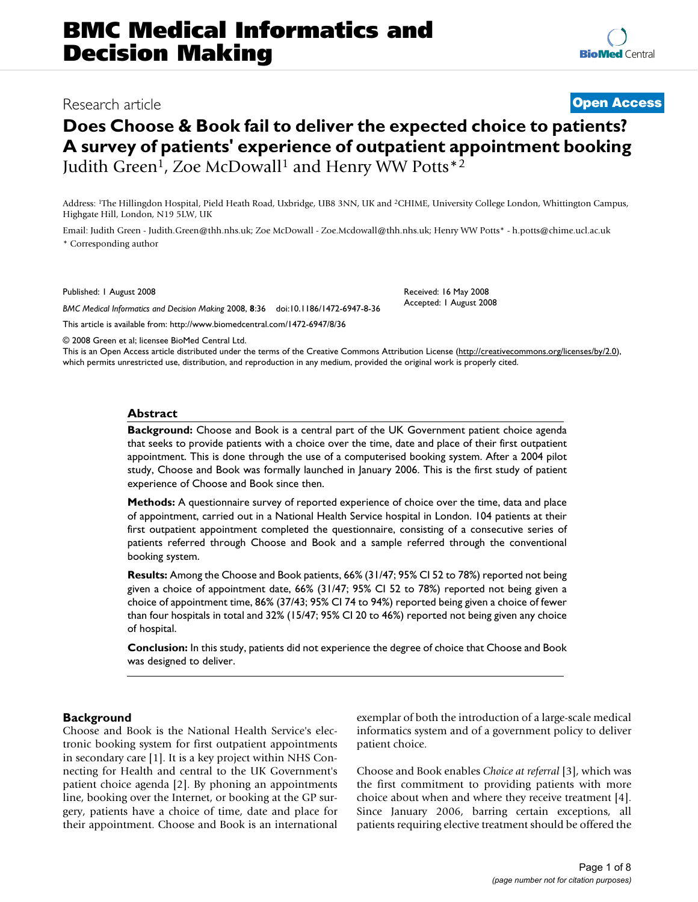# Does Choose & Book fail to deliver the expected choice to patients? A survey of patients' experience of outpatient appointment booking

Research article — Open Access

Judith Green[1], Zoe McDowall[1] and Henry WW Potts*[2]

Address: [1]The Hillingdon Hospital, Pield Heath Road, Uxbridge, UB8 3NN, UK and [2]CHIME, University College London, Whittington Campus, Highgate Hill, London, N19 5LW, UK

Email: Judith Green - Judith.Green@thh.nhs.uk; Zoe McDowall - Zoe.Mcdowall@thh.nhs.uk; Henry WW Potts* - h.potts@chime.ucl.ac.uk

* Corresponding author

Published: 1 August 2008

*BMC Medical Informatics and Decision Making* 2008, **8**:36 doi:10.1186/1472-6947-8-36

Received: 16 May 2008

Accepted: 1 August 2008

This article is available from: http://www.biomedcentral.com/1472-6947/8/36

© 2008 Green et al; licensee BioMed Central Ltd.

This is an Open Access article distributed under the terms of the Creative Commons Attribution License (http://creativecommons.org/licenses/by/2.0), which permits unrestricted use, distribution, and reproduction in any medium, provided the original work is properly cited.

## Abstract

**Background:** Choose and Book is a central part of the UK Government patient choice agenda that seeks to provide patients with a choice over the time, date and place of their first outpatient appointment. This is done through the use of a computerised booking system. After a 2004 pilot study, Choose and Book was formally launched in January 2006. This is the first study of patient experience of Choose and Book since then.

**Methods:** A questionnaire survey of reported experience of choice over the time, data and place of appointment, carried out in a National Health Service hospital in London. 104 patients at their first outpatient appointment completed the questionnaire, consisting of a consecutive series of patients referred through Choose and Book and a sample referred through the conventional booking system.

**Results:** Among the Choose and Book patients, 66% (31/47; 95% CI 52 to 78%) reported not being given a choice of appointment date, 66% (31/47; 95% CI 52 to 78%) reported not being given a choice of appointment time, 86% (37/43; 95% CI 74 to 94%) reported being given a choice of fewer than four hospitals in total and 32% (15/47; 95% CI 20 to 46%) reported not being given any choice of hospital.

**Conclusion:** In this study, patients did not experience the degree of choice that Choose and Book was designed to deliver.

## Background

Choose and Book is the National Health Service's electronic booking system for first outpatient appointments in secondary care [1]. It is a key project within NHS Connecting for Health and central to the UK Government's patient choice agenda [2]. By phoning an appointments line, booking over the Internet, or booking at the GP surgery, patients have a choice of time, date and place for their appointment. Choose and Book is an international exemplar of both the introduction of a large-scale medical informatics system and of a government policy to deliver patient choice.

Choose and Book enables *Choice at referral* [3], which was the first commitment to providing patients with more choice about when and where they receive treatment [4]. Since January 2006, barring certain exceptions, all patients requiring elective treatment should be offered the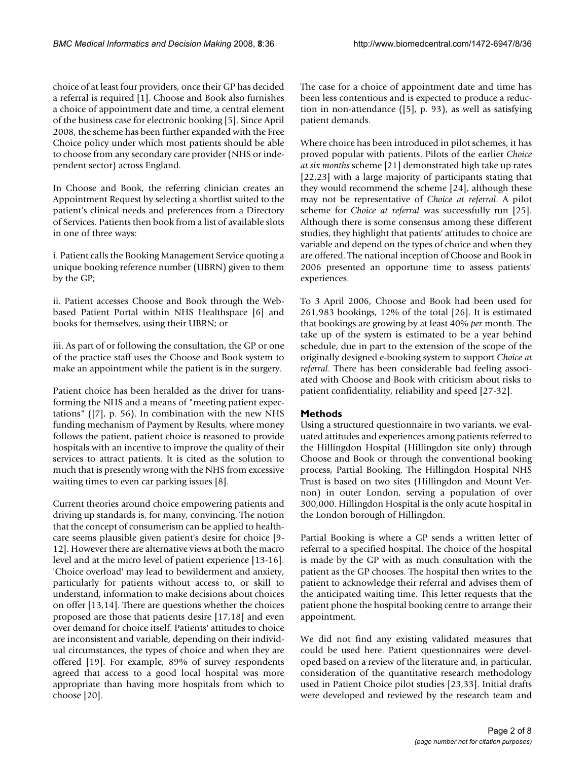choice of at least four providers, once their GP has decided a referral is required [1]. Choose and Book also furnishes a choice of appointment date and time, a central element of the business case for electronic booking [5]. Since April 2008, the scheme has been further expanded with the Free Choice policy under which most patients should be able to choose from any secondary care provider (NHS or independent sector) across England.

In Choose and Book, the referring clinician creates an Appointment Request by selecting a shortlist suited to the patient's clinical needs and preferences from a Directory of Services. Patients then book from a list of available slots in one of three ways:

i. Patient calls the Booking Management Service quoting a unique booking reference number (UBRN) given to them by the GP;

ii. Patient accesses Choose and Book through the Web-based Patient Portal within NHS Healthspace [6] and books for themselves, using their UBRN; or

iii. As part of or following the consultation, the GP or one of the practice staff uses the Choose and Book system to make an appointment while the patient is in the surgery.

Patient choice has been heralded as the driver for transforming the NHS and a means of "meeting patient expectations" ([7], p. 56). In combination with the new NHS funding mechanism of Payment by Results, where money follows the patient, patient choice is reasoned to provide hospitals with an incentive to improve the quality of their services to attract patients. It is cited as the solution to much that is presently wrong with the NHS from excessive waiting times to even car parking issues [8].

Current theories around choice empowering patients and driving up standards is, for many, convincing. The notion that the concept of consumerism can be applied to healthcare seems plausible given patient's desire for choice [9-12]. However there are alternative views at both the macro level and at the micro level of patient experience [13-16]. 'Choice overload' may lead to bewilderment and anxiety, particularly for patients without access to, or skill to understand, information to make decisions about choices on offer [13,14]. There are questions whether the choices proposed are those that patients desire [17,18] and even over demand for choice itself. Patients' attitudes to choice are inconsistent and variable, depending on their individual circumstances, the types of choice and when they are offered [19]. For example, 89% of survey respondents agreed that access to a good local hospital was more appropriate than having more hospitals from which to choose [20].

The case for a choice of appointment date and time has been less contentious and is expected to produce a reduction in non-attendance ([5], p. 93), as well as satisfying patient demands.

Where choice has been introduced in pilot schemes, it has proved popular with patients. Pilots of the earlier *Choice at six months* scheme [21] demonstrated high take up rates [22,23] with a large majority of participants stating that they would recommend the scheme [24], although these may not be representative of *Choice at referral*. A pilot scheme for *Choice at referral* was successfully run [25]. Although there is some consensus among these different studies, they highlight that patients' attitudes to choice are variable and depend on the types of choice and when they are offered. The national inception of Choose and Book in 2006 presented an opportune time to assess patients' experiences.

To 3 April 2006, Choose and Book had been used for 261,983 bookings, 12% of the total [26]. It is estimated that bookings are growing by at least 40% *per* month. The take up of the system is estimated to be a year behind schedule, due in part to the extension of the scope of the originally designed e-booking system to support *Choice at referral*. There has been considerable bad feeling associated with Choose and Book with criticism about risks to patient confidentiality, reliability and speed [27-32].

## Methods

Using a structured questionnaire in two variants, we evaluated attitudes and experiences among patients referred to the Hillingdon Hospital (Hillingdon site only) through Choose and Book or through the conventional booking process, Partial Booking. The Hillingdon Hospital NHS Trust is based on two sites (Hillingdon and Mount Vernon) in outer London, serving a population of over 300,000. Hillingdon Hospital is the only acute hospital in the London borough of Hillingdon.

Partial Booking is where a GP sends a written letter of referral to a specified hospital. The choice of the hospital is made by the GP with as much consultation with the patient as the GP chooses. The hospital then writes to the patient to acknowledge their referral and advises them of the anticipated waiting time. This letter requests that the patient phone the hospital booking centre to arrange their appointment.

We did not find any existing validated measures that could be used here. Patient questionnaires were developed based on a review of the literature and, in particular, consideration of the quantitative research methodology used in Patient Choice pilot studies [23,33]. Initial drafts were developed and reviewed by the research team and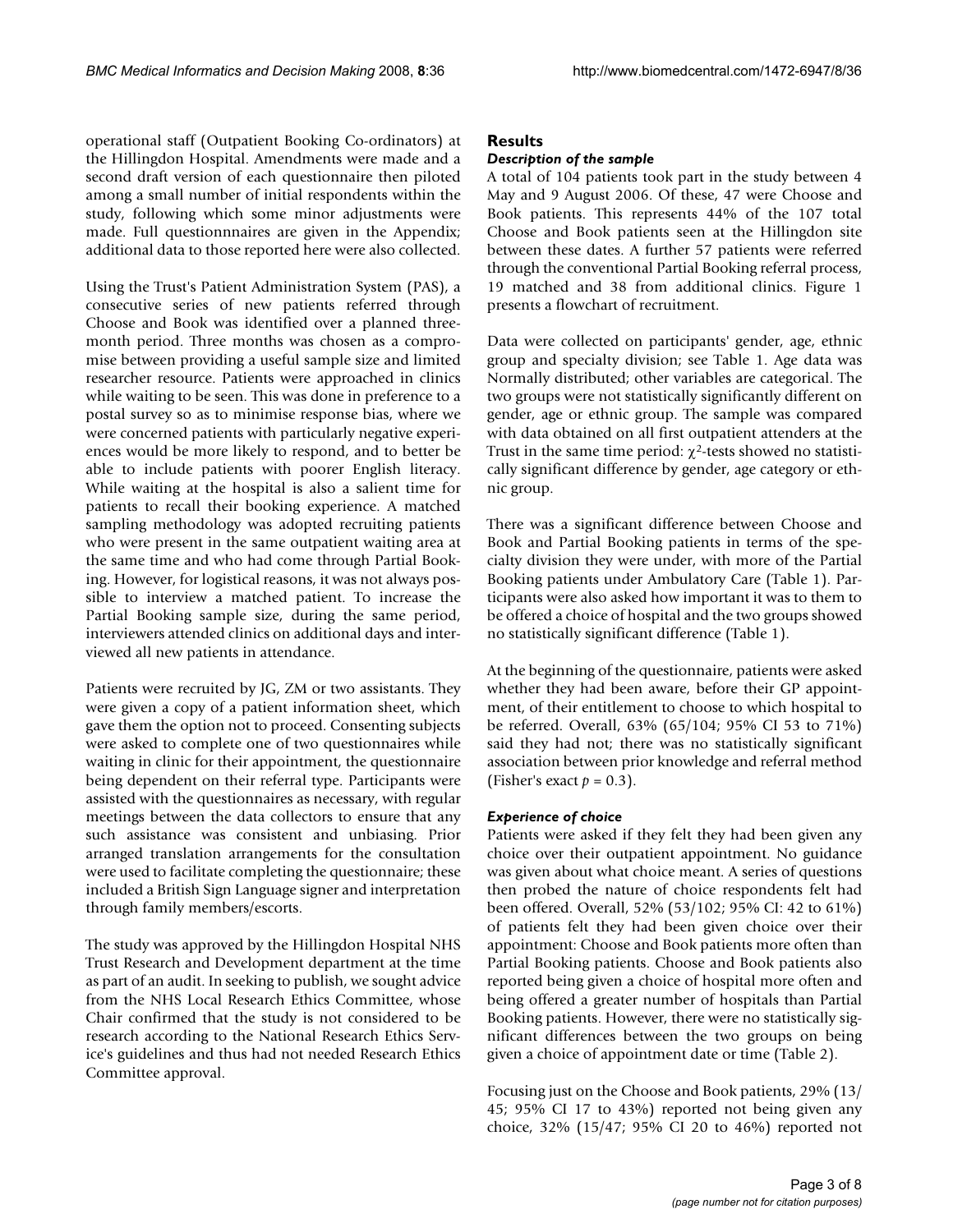operational staff (Outpatient Booking Co-ordinators) at the Hillingdon Hospital. Amendments were made and a second draft version of each questionnaire then piloted among a small number of initial respondents within the study, following which some minor adjustments were made. Full questionnnaires are given in the Appendix; additional data to those reported here were also collected.

Using the Trust's Patient Administration System (PAS), a consecutive series of new patients referred through Choose and Book was identified over a planned three-month period. Three months was chosen as a compromise between providing a useful sample size and limited researcher resource. Patients were approached in clinics while waiting to be seen. This was done in preference to a postal survey so as to minimise response bias, where we were concerned patients with particularly negative experiences would be more likely to respond, and to better be able to include patients with poorer English literacy. While waiting at the hospital is also a salient time for patients to recall their booking experience. A matched sampling methodology was adopted recruiting patients who were present in the same outpatient waiting area at the same time and who had come through Partial Booking. However, for logistical reasons, it was not always possible to interview a matched patient. To increase the Partial Booking sample size, during the same period, interviewers attended clinics on additional days and interviewed all new patients in attendance.

Patients were recruited by JG, ZM or two assistants. They were given a copy of a patient information sheet, which gave them the option not to proceed. Consenting subjects were asked to complete one of two questionnaires while waiting in clinic for their appointment, the questionnaire being dependent on their referral type. Participants were assisted with the questionnaires as necessary, with regular meetings between the data collectors to ensure that any such assistance was consistent and unbiasing. Prior arranged translation arrangements for the consultation were used to facilitate completing the questionnaire; these included a British Sign Language signer and interpretation through family members/escorts.

The study was approved by the Hillingdon Hospital NHS Trust Research and Development department at the time as part of an audit. In seeking to publish, we sought advice from the NHS Local Research Ethics Committee, whose Chair confirmed that the study is not considered to be research according to the National Research Ethics Service's guidelines and thus had not needed Research Ethics Committee approval.

## Results

### *Description of the sample*

A total of 104 patients took part in the study between 4 May and 9 August 2006. Of these, 47 were Choose and Book patients. This represents 44% of the 107 total Choose and Book patients seen at the Hillingdon site between these dates. A further 57 patients were referred through the conventional Partial Booking referral process, 19 matched and 38 from additional clinics. Figure 1 presents a flowchart of recruitment.

Data were collected on participants' gender, age, ethnic group and specialty division; see Table 1. Age data was Normally distributed; other variables are categorical. The two groups were not statistically significantly different on gender, age or ethnic group. The sample was compared with data obtained on all first outpatient attenders at the Trust in the same time period: $\chi^2$-tests showed no statistically significant difference by gender, age category or ethnic group.

There was a significant difference between Choose and Book and Partial Booking patients in terms of the specialty division they were under, with more of the Partial Booking patients under Ambulatory Care (Table 1). Participants were also asked how important it was to them to be offered a choice of hospital and the two groups showed no statistically significant difference (Table 1).

At the beginning of the questionnaire, patients were asked whether they had been aware, before their GP appointment, of their entitlement to choose to which hospital to be referred. Overall, 63% (65/104; 95% CI 53 to 71%) said they had not; there was no statistically significant association between prior knowledge and referral method (Fisher's exact $p = 0.3$).

### *Experience of choice*

Patients were asked if they felt they had been given any choice over their outpatient appointment. No guidance was given about what choice meant. A series of questions then probed the nature of choice respondents felt had been offered. Overall, 52% (53/102; 95% CI: 42 to 61%) of patients felt they had been given choice over their appointment: Choose and Book patients more often than Partial Booking patients. Choose and Book patients also reported being given a choice of hospital more often and being offered a greater number of hospitals than Partial Booking patients. However, there were no statistically significant differences between the two groups on being given a choice of appointment date or time (Table 2).

Focusing just on the Choose and Book patients, 29% (13/45; 95% CI 17 to 43%) reported not being given any choice, 32% (15/47; 95% CI 20 to 46%) reported not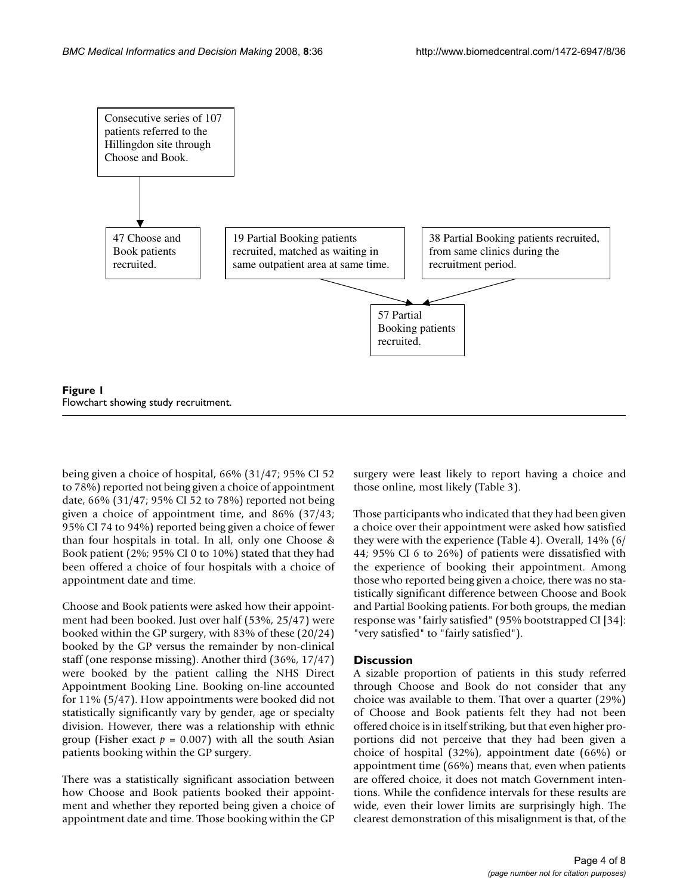Consecutive series of 107 patients referred to the Hillingdon site through Choose and Book.

47 Choose and Book patients recruited.

19 Partial Booking patients recruited, matched as waiting in same outpatient area at same time.

38 Partial Booking patients recruited, from same clinics during the recruitment period.

57 Partial Booking patients recruited.

**Figure 1**
Flowchart showing study recruitment.

being given a choice of hospital, 66% (31/47; 95% CI 52 to 78%) reported not being given a choice of appointment date, 66% (31/47; 95% CI 52 to 78%) reported not being given a choice of appointment time, and 86% (37/43; 95% CI 74 to 94%) reported being given a choice of fewer than four hospitals in total. In all, only one Choose & Book patient (2%; 95% CI 0 to 10%) stated that they had been offered a choice of four hospitals with a choice of appointment date and time.

Choose and Book patients were asked how their appointment had been booked. Just over half (53%, 25/47) were booked within the GP surgery, with 83% of these (20/24) booked by the GP versus the remainder by non-clinical staff (one response missing). Another third (36%, 17/47) were booked by the patient calling the NHS Direct Appointment Booking Line. Booking on-line accounted for 11% (5/47). How appointments were booked did not statistically significantly vary by gender, age or specialty division. However, there was a relationship with ethnic group (Fisher exact $p = 0.007$) with all the south Asian patients booking within the GP surgery.

There was a statistically significant association between how Choose and Book patients booked their appointment and whether they reported being given a choice of appointment date and time. Those booking within the GP surgery were least likely to report having a choice and those online, most likely (Table 3).

Those participants who indicated that they had been given a choice over their appointment were asked how satisfied they were with the experience (Table 4). Overall, 14% (6/44; 95% CI 6 to 26%) of patients were dissatisfied with the experience of booking their appointment. Among those who reported being given a choice, there was no statistically significant difference between Choose and Book and Partial Booking patients. For both groups, the median response was "fairly satisfied" (95% bootstrapped CI [34]: "very satisfied" to "fairly satisfied").

## Discussion

A sizable proportion of patients in this study referred through Choose and Book do not consider that any choice was available to them. That over a quarter (29%) of Choose and Book patients felt they had not been offered choice is in itself striking, but that even higher proportions did not perceive that they had been given a choice of hospital (32%), appointment date (66%) or appointment time (66%) means that, even when patients are offered choice, it does not match Government intentions. While the confidence intervals for these results are wide, even their lower limits are surprisingly high. The clearest demonstration of this misalignment is that, of the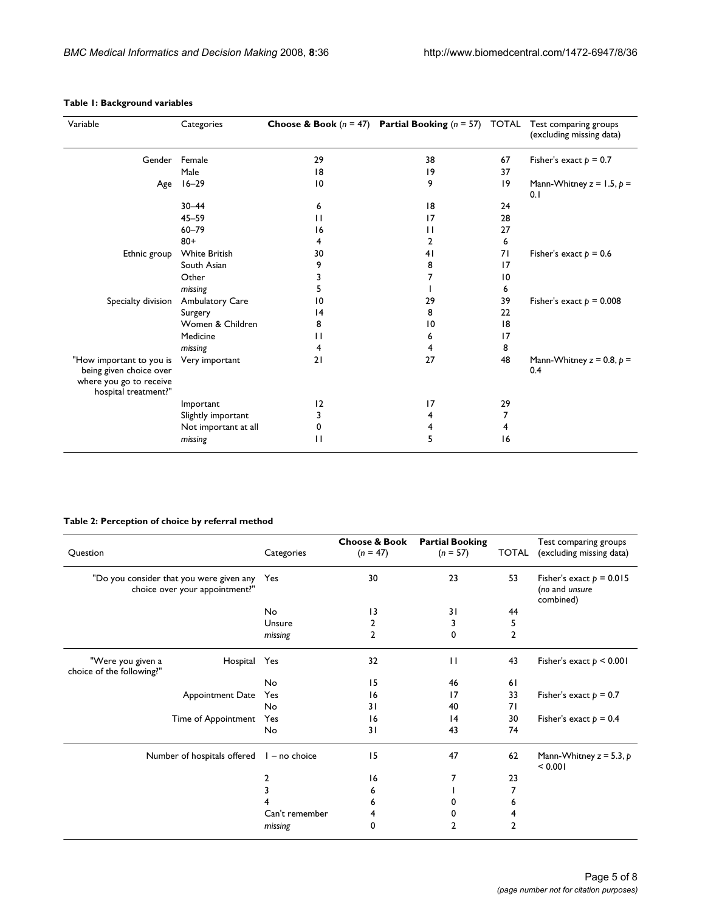**Table 1: Background variables**

| Variable | Categories | **Choose & Book** (*n* = 47) | **Partial Booking** (*n* = 57) | TOTAL | Test comparing groups (excluding missing data) |
|---|---|---|---|---|---|
| Gender | Female | 29 | 38 | 67 | Fisher's exact $p = 0.7$ |
| | Male | 18 | 19 | 37 | |
| Age | 16–29 | 10 | 9 | 19 | Mann-Whitney $z = 1.5$, $p = 0.1$ |
| | 30–44 | 6 | 18 | 24 | |
| | 45–59 | 11 | 17 | 28 | |
| | 60–79 | 16 | 11 | 27 | |
| | 80+ | 4 | 2 | 6 | |
| Ethnic group | White British | 30 | 41 | 71 | Fisher's exact $p = 0.6$ |
| | South Asian | 9 | 8 | 17 | |
| | Other | 3 | 7 | 10 | |
| | *missing* | 5 | 1 | 6 | |
| Specialty division | Ambulatory Care | 10 | 29 | 39 | Fisher's exact $p = 0.008$ |
| | Surgery | 14 | 8 | 22 | |
| | Women & Children | 8 | 10 | 18 | |
| | Medicine | 11 | 6 | 17 | |
| | *missing* | 4 | 4 | 8 | |
| "How important to you is being given choice over where you go to receive hospital treatment?" | Very important | 21 | 27 | 48 | Mann-Whitney $z = 0.8$, $p = 0.4$ |
| | Important | 12 | 17 | 29 | |
| | Slightly important | 3 | 4 | 7 | |
| | Not important at all | 0 | 4 | 4 | |
| | *missing* | 11 | 5 | 16 | |

**Table 2: Perception of choice by referral method**

| Question | | Categories | **Choose & Book** (*n* = 47) | **Partial Booking** (*n* = 57) | TOTAL | Test comparing groups (excluding missing data) |
|---|---|---|---|---|---|---|
| "Do you consider that you were given any choice over your appointment?" | | Yes | 30 | 23 | 53 | Fisher's exact $p = 0.015$ (*no* and *unsure* combined) |
| | | No | 13 | 31 | 44 | |
| | | Unsure | 2 | 3 | 5 | |
| | | *missing* | 2 | 0 | 2 | |
| "Were you given a choice of the following?" | Hospital | Yes | 32 | 11 | 43 | Fisher's exact $p < 0.001$ |
| | | No | 15 | 46 | 61 | |
| | Appointment Date | Yes | 16 | 17 | 33 | Fisher's exact $p = 0.7$ |
| | | No | 31 | 40 | 71 | |
| | Time of Appointment | Yes | 16 | 14 | 30 | Fisher's exact $p = 0.4$ |
| | | No | 31 | 43 | 74 | |
| Number of hospitals offered | | 1 – no choice | 15 | 47 | 62 | Mann-Whitney $z = 5.3$, $p < 0.001$ |
| | | 2 | 16 | 7 | 23 | |
| | | 3 | 6 | 1 | 7 | |
| | | 4 | 6 | 0 | 6 | |
| | | Can't remember | 4 | 0 | 4 | |
| | | *missing* | 0 | 2 | 2 | |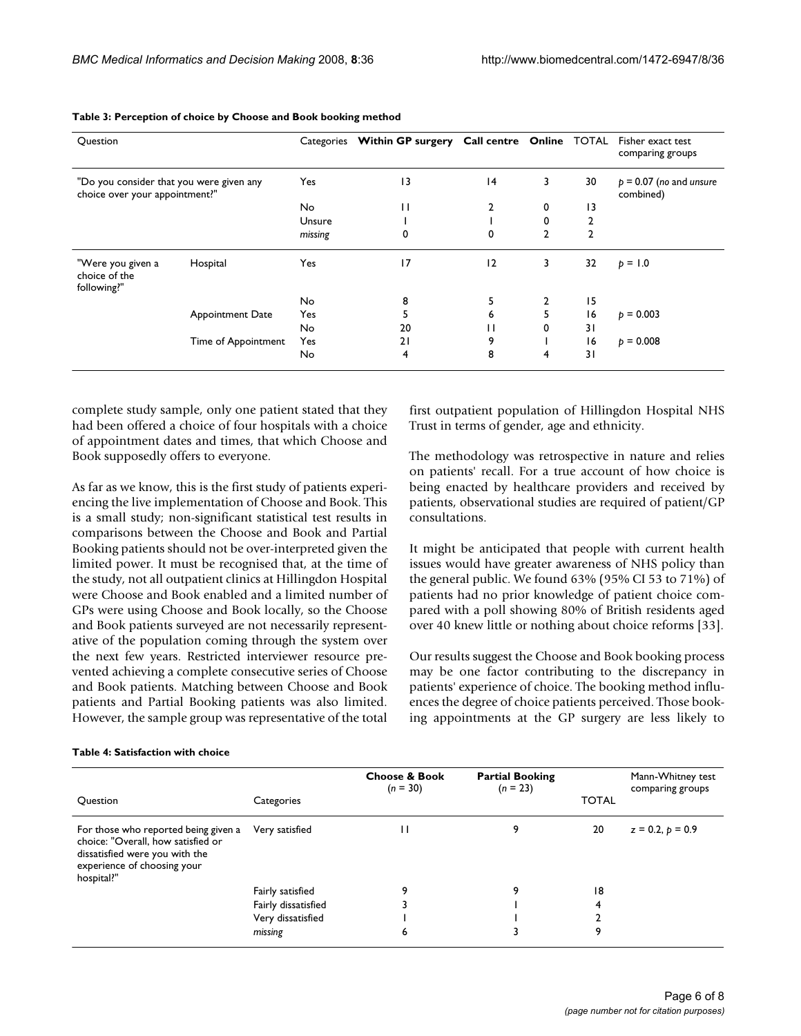**Table 3: Perception of choice by Choose and Book booking method**

| Question | | Categories | Within GP surgery | Call centre | Online | TOTAL | Fisher exact test comparing groups |
|---|---|---|---|---|---|---|---|
| "Do you consider that you were given any choice over your appointment?" | | Yes | 13 | 14 | 3 | 30 | $p = 0.07$ (*no* and *unsure* combined) |
| | | No | 11 | 2 | 0 | 13 | |
| | | Unsure | 1 | 1 | 0 | 2 | |
| | | *missing* | 0 | 0 | 2 | 2 | |
| "Were you given a choice of the following?" | Hospital | Yes | 17 | 12 | 3 | 32 | $p = 1.0$ |
| | | No | 8 | 5 | 2 | 15 | |
| | Appointment Date | Yes | 5 | 6 | 5 | 16 | $p = 0.003$ |
| | | No | 20 | 11 | 0 | 31 | |
| | Time of Appointment | Yes | 21 | 9 | 1 | 16 | $p = 0.008$ |
| | | No | 4 | 8 | 4 | 31 | |

complete study sample, only one patient stated that they had been offered a choice of four hospitals with a choice of appointment dates and times, that which Choose and Book supposedly offers to everyone.

As far as we know, this is the first study of patients experiencing the live implementation of Choose and Book. This is a small study; non-significant statistical test results in comparisons between the Choose and Book and Partial Booking patients should not be over-interpreted given the limited power. It must be recognised that, at the time of the study, not all outpatient clinics at Hillingdon Hospital were Choose and Book enabled and a limited number of GPs were using Choose and Book locally, so the Choose and Book patients surveyed are not necessarily representative of the population coming through the system over the next few years. Restricted interviewer resource prevented achieving a complete consecutive series of Choose and Book patients. Matching between Choose and Book patients and Partial Booking patients was also limited. However, the sample group was representative of the total first outpatient population of Hillingdon Hospital NHS Trust in terms of gender, age and ethnicity.

The methodology was retrospective in nature and relies on patients' recall. For a true account of how choice is being enacted by healthcare providers and received by patients, observational studies are required of patient/GP consultations.

It might be anticipated that people with current health issues would have greater awareness of NHS policy than the general public. We found 63% (95% CI 53 to 71%) of patients had no prior knowledge of patient choice compared with a poll showing 80% of British residents aged over 40 knew little or nothing about choice reforms [33].

Our results suggest the Choose and Book booking process may be one factor contributing to the discrepancy in patients' experience of choice. The booking method influences the degree of choice patients perceived. Those booking appointments at the GP surgery are less likely to

**Table 4: Satisfaction with choice**

| Question | Categories | Choose & Book ($n = 30$) | Partial Booking ($n = 23$) | TOTAL | Mann-Whitney test comparing groups |
|---|---|---|---|---|---|
| For those who reported being given a choice: "Overall, how satisfied or dissatisfied were you with the experience of choosing your hospital?" | Very satisfied | 11 | 9 | 20 | $z = 0.2$, $p = 0.9$ |
| | Fairly satisfied | 9 | 9 | 18 | |
| | Fairly dissatisfied | 3 | 1 | 4 | |
| | Very dissatisfied | 1 | 1 | 2 | |
| | *missing* | 6 | 3 | 9 | |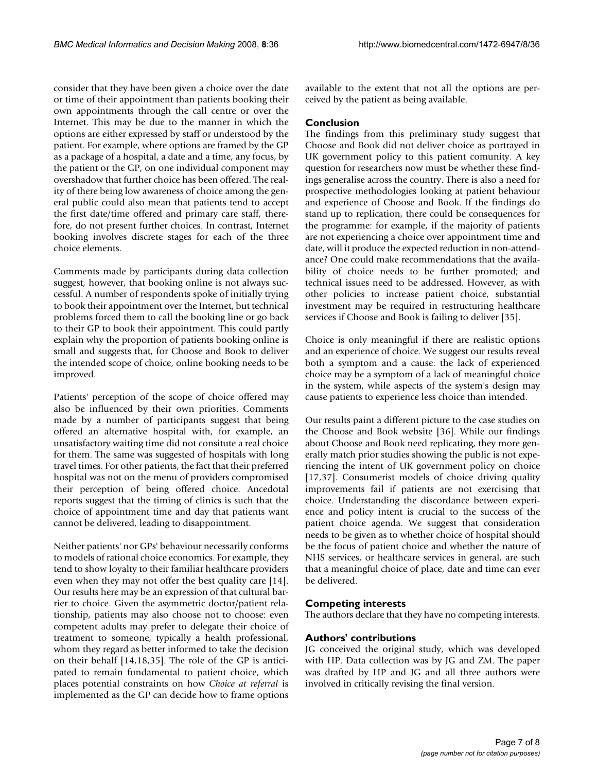consider that they have been given a choice over the date or time of their appointment than patients booking their own appointments through the call centre or over the Internet. This may be due to the manner in which the options are either expressed by staff or understood by the patient. For example, where options are framed by the GP as a package of a hospital, a date and a time, any focus, by the patient or the GP, on one individual component may overshadow that further choice has been offered. The reality of there being low awareness of choice among the general public could also mean that patients tend to accept the first date/time offered and primary care staff, therefore, do not present further choices. In contrast, Internet booking involves discrete stages for each of the three choice elements.

Comments made by participants during data collection suggest, however, that booking online is not always successful. A number of respondents spoke of initially trying to book their appointment over the Internet, but technical problems forced them to call the booking line or go back to their GP to book their appointment. This could partly explain why the proportion of patients booking online is small and suggests that, for Choose and Book to deliver the intended scope of choice, online booking needs to be improved.

Patients' perception of the scope of choice offered may also be influenced by their own priorities. Comments made by a number of participants suggest that being offered an alternative hospital with, for example, an unsatisfactory waiting time did not consitute a real choice for them. The same was suggested of hospitals with long travel times. For other patients, the fact that their preferred hospital was not on the menu of providers compromised their perception of being offered choice. Ancedotal reports suggest that the timing of clinics is such that the choice of appointment time and day that patients want cannot be delivered, leading to disappointment.

Neither patients' nor GPs' behaviour necessarily conforms to models of rational choice economics. For example, they tend to show loyalty to their familiar healthcare providers even when they may not offer the best quality care [14]. Our results here may be an expression of that cultural barrier to choice. Given the asymmetric doctor/patient relationship, patients may also choose not to choose: even competent adults may prefer to delegate their choice of treatment to someone, typically a health professional, whom they regard as better informed to take the decision on their behalf [14,18,35]. The role of the GP is anticipated to remain fundamental to patient choice, which places potential constraints on how *Choice at referral* is implemented as the GP can decide how to frame options available to the extent that not all the options are perceived by the patient as being available.

## Conclusion

The findings from this preliminary study suggest that Choose and Book did not deliver choice as portrayed in UK government policy to this patient comunity. A key question for researchers now must be whether these findings generalise across the country. There is also a need for prospective methodologies looking at patient behaviour and experience of Choose and Book. If the findings do stand up to replication, there could be consequences for the programme: for example, if the majority of patients are not experiencing a choice over appointment time and date, will it produce the expected reduction in non-attendance? One could make recommendations that the availability of choice needs to be further promoted; and technical issues need to be addressed. However, as with other policies to increase patient choice, substantial investment may be required in restructuring healthcare services if Choose and Book is failing to deliver [35].

Choice is only meaningful if there are realistic options and an experience of choice. We suggest our results reveal both a symptom and a cause: the lack of experienced choice may be a symptom of a lack of meaningful choice in the system, while aspects of the system's design may cause patients to experience less choice than intended.

Our results paint a different picture to the case studies on the Choose and Book website [36]. While our findings about Choose and Book need replicating, they more generally match prior studies showing the public is not experiencing the intent of UK government policy on choice [17,37]. Consumerist models of choice driving quality improvements fail if patients are not exercising that choice. Understanding the discordance between experience and policy intent is crucial to the success of the patient choice agenda. We suggest that consideration needs to be given as to whether choice of hospital should be the focus of patient choice and whether the nature of NHS services, or healthcare services in general, are such that a meaningful choice of place, date and time can ever be delivered.

## Competing interests

The authors declare that they have no competing interests.

## Authors' contributions

JG conceived the original study, which was developed with HP. Data collection was by JG and ZM. The paper was drafted by HP and JG and all three authors were involved in critically revising the final version.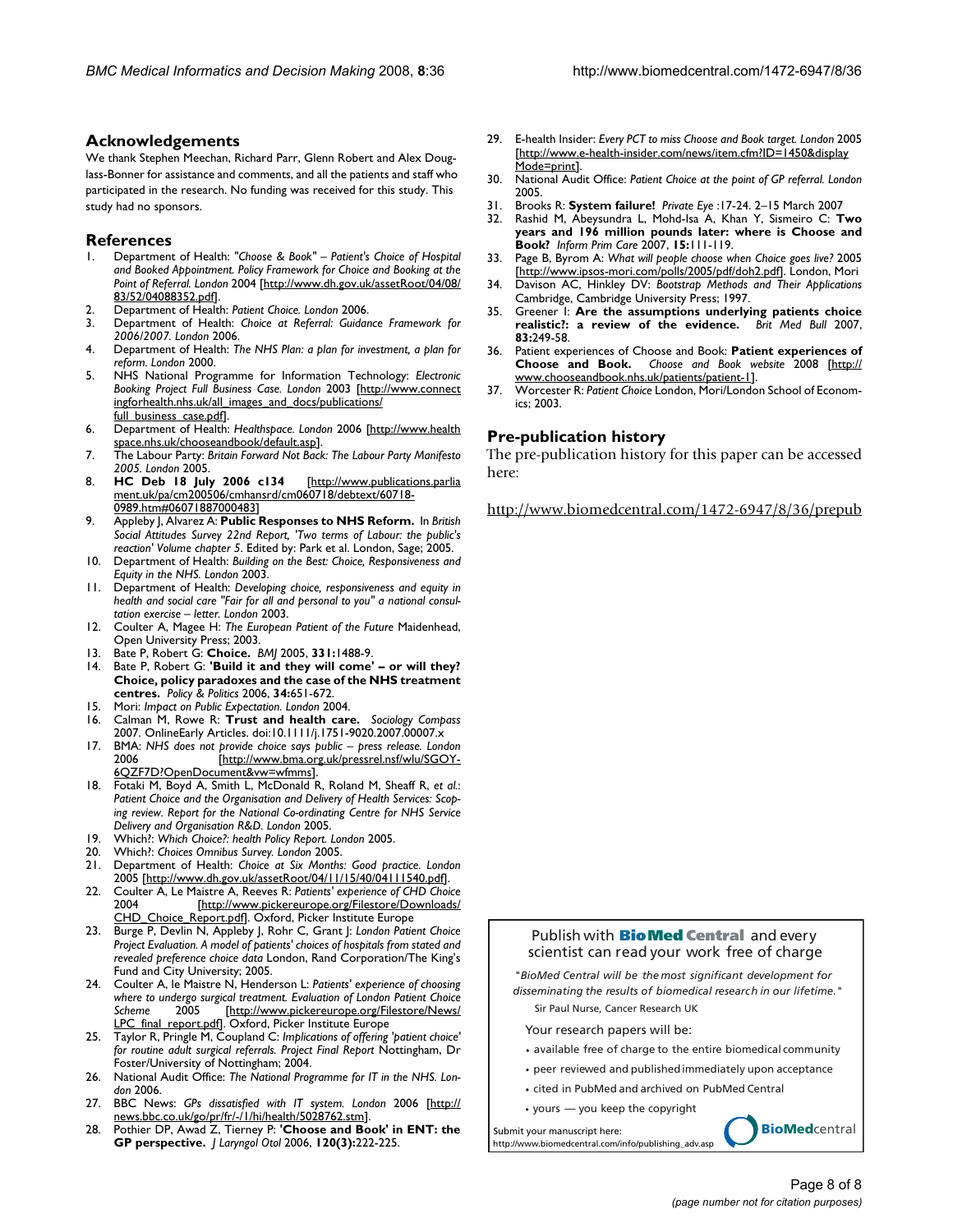## Acknowledgements

We thank Stephen Meechan, Richard Parr, Glenn Robert and Alex Douglass-Bonner for assistance and comments, and all the patients and staff who participated in the research. No funding was received for this study. This study had no sponsors.

## References

1. Department of Health: *"Choose & Book" – Patient's Choice of Hospital and Booked Appointment. Policy Framework for Choice and Booking at the Point of Referral. London* 2004 [http://www.dh.gov.uk/assetRoot/04/08/83/52/04088352.pdf].
2. Department of Health: *Patient Choice. London* 2006.
3. Department of Health: *Choice at Referral: Guidance Framework for 2006/2007. London* 2006.
4. Department of Health: *The NHS Plan: a plan for investment, a plan for reform. London* 2000.
5. NHS National Programme for Information Technology: *Electronic Booking Project Full Business Case. London* 2003 [http://www.connectingforhealth.nhs.uk/all_images_and_docs/publications/full_business_case.pdf].
6. Department of Health: *Healthspace. London* 2006 [http://www.healthspace.nhs.uk/chooseandbook/default.asp].
7. The Labour Party: *Britain Forward Not Back: The Labour Party Manifesto 2005. London* 2005.
8. **HC Deb 18 July 2006 c134** [http://www.publications.parliament.uk/pa/cm200506/cmhansrd/cm060718/debtext/60718-0989.htm#06071887000483]
9. Appleby J, Alvarez A: **Public Responses to NHS Reform.** In *British Social Attitudes Survey 22nd Report, 'Two terms of Labour: the public's reaction' Volume chapter 5*. Edited by: Park et al. London, Sage; 2005.
10. Department of Health: *Building on the Best: Choice, Responsiveness and Equity in the NHS. London* 2003.
11. Department of Health: *Developing choice, responsiveness and equity in health and social care "Fair for all and personal to you" a national consultation exercise – letter. London* 2003.
12. Coulter A, Magee H: *The European Patient of the Future* Maidenhead, Open University Press; 2003.
13. Bate P, Robert G: **Choice.** *BMJ* 2005, **331:**1488-9.
14. Bate P, Robert G: **'Build it and they will come' – or will they? Choice, policy paradoxes and the case of the NHS treatment centres.** *Policy & Politics* 2006, **34:**651-672.
15. Mori: *Impact on Public Expectation. London* 2004.
16. Calman M, Rowe R: **Trust and health care.** *Sociology Compass* 2007. OnlineEarly Articles. doi:10.1111/j.1751-9020.2007.00007.x
17. BMA: *NHS does not provide choice says public – press release. London* 2006 [http://www.bma.org.uk/pressrel.nsf/wlu/SGOY-6QZF7D?OpenDocument&vw=wfmms].
18. Fotaki M, Boyd A, Smith L, McDonald R, Roland M, Sheaff R, *et al.*: *Patient Choice and the Organisation and Delivery of Health Services: Scoping review. Report for the National Co-ordinating Centre for NHS Service Delivery and Organisation R&D. London* 2005.
19. Which?: *Which Choice?: health Policy Report. London* 2005.
20. Which?: *Choices Omnibus Survey. London* 2005.
21. Department of Health: *Choice at Six Months: Good practice. London* 2005 [http://www.dh.gov.uk/assetRoot/04/11/15/40/04111540.pdf].
22. Coulter A, Le Maistre A, Reeves R: *Patients' experience of CHD Choice* 2004 [http://www.pickereurope.org/Filestore/Downloads/CHD_Choice_Report.pdf]. Oxford, Picker Institute Europe
23. Burge P, Devlin N, Appleby J, Rohr C, Grant J: *London Patient Choice Project Evaluation. A model of patients' choices of hospitals from stated and revealed preference choice data* London, Rand Corporation/The King's Fund and City University; 2005.
24. Coulter A, le Maistre N, Henderson L: *Patients' experience of choosing where to undergo surgical treatment. Evaluation of London Patient Choice Scheme* 2005 [http://www.pickereurope.org/Filestore/News/LPC_final_report.pdf]. Oxford, Picker Institute Europe
25. Taylor R, Pringle M, Coupland C: *Implications of offering 'patient choice' for routine adult surgical referrals. Project Final Report* Nottingham, Dr Foster/University of Nottingham; 2004.
26. National Audit Office: *The National Programme for IT in the NHS. London* 2006.
27. BBC News: *GPs dissatisfied with IT system. London* 2006 [http://news.bbc.co.uk/go/pr/fr/-/1/hi/health/5028762.stm].
28. Pothier DP, Awad Z, Tierney P: **'Choose and Book' in ENT: the GP perspective.** *J Laryngol Otol* 2006, **120(3):**222-225.
29. E-health Insider: *Every PCT to miss Choose and Book target. London* 2005 [http://www.e-health-insider.com/news/item.cfm?ID=1450&displayMode=print].
30. National Audit Office: *Patient Choice at the point of GP referral. London* 2005.
31. Brooks R: **System failure!** *Private Eye* :17-24. 2–15 March 2007
32. Rashid M, Abeysundra L, Mohd-Isa A, Khan Y, Sismeiro C: **Two years and 196 million pounds later: where is Choose and Book?** *Inform Prim Care* 2007, **15:**111-119.
33. Page B, Byrom A: *What will people choose when Choice goes live?* 2005 [http://www.ipsos-mori.com/polls/2005/pdf/doh2.pdf]. London, Mori
34. Davison AC, Hinkley DV: *Bootstrap Methods and Their Applications* Cambridge, Cambridge University Press; 1997.
35. Greener I: **Are the assumptions underlying patients choice realistic?: a review of the evidence.** *Brit Med Bull* 2007, **83:**249-58.
36. Patient experiences of Choose and Book: **Patient experiences of Choose and Book.** *Choose and Book website* 2008 [http://www.chooseandbook.nhs.uk/patients/patient-1].
37. Worcester R: *Patient Choice* London, Mori/London School of Economics; 2003.

## Pre-publication history

The pre-publication history for this paper can be accessed here:

http://www.biomedcentral.com/1472-6947/8/36/prepub

Publish with **BioMed Central** and every scientist can read your work free of charge

*"BioMed Central will be the most significant development for disseminating the results of biomedical research in our lifetime."*
Sir Paul Nurse, Cancer Research UK

Your research papers will be:

- available free of charge to the entire biomedical community
- peer reviewed and published immediately upon acceptance
- cited in PubMed and archived on PubMed Central
- yours — you keep the copyright

Submit your manuscript here:
http://www.biomedcentral.com/info/publishing_adv.asp

BioMedcentral